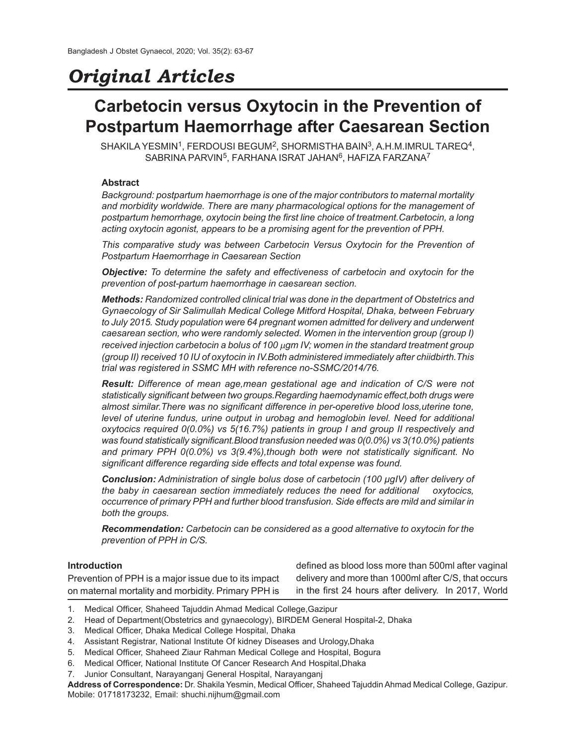# Original Articles

## Carbetocin versus Oxytocin in the Prevention of Postpartum Haemorrhage after Caesarean Section

SHAKILA YESMIN[1], FERDOUSI BEGUM[2], SHORMISTHA BAIN[3], A.H.M.IMRUL TAREQ[4], SABRINA PARVIN[5], FARHANA ISRAT JAHAN[6], HAFIZA FARZANA[7]

### Abstract

*Background: postpartum haemorrhage is one of the major contributors to maternal mortality and morbidity worldwide. There are many pharmacological options for the management of postpartum hemorrhage, oxytocin being the first line choice of treatment.Carbetocin, a long acting oxytocin agonist, appears to be a promising agent for the prevention of PPH.*

*This comparative study was between Carbetocin Versus Oxytocin for the Prevention of Postpartum Haemorrhage in Caesarean Section*

***Objective:*** *To determine the safety and effectiveness of carbetocin and oxytocin for the prevention of post-partum haemorrhage in caesarean section.*

***Methods:*** *Randomized controlled clinical trial was done in the department of Obstetrics and Gynaecology of Sir Salimullah Medical College Mitford Hospital, Dhaka, between February to July 2015. Study population were 64 pregnant women admitted for delivery and underwent caesarean section, who were randomly selected. Women in the intervention group (group I) received injection carbetocin a bolus of 100 μgm IV; women in the standard treatment group (group II) received 10 IU of oxytocin in IV.Both administered immediately after chiidbirth.This trial was registered in SSMC MH with reference no-SSMC/2014/76.*

***Result:*** *Difference of mean age,mean gestational age and indication of C/S were not statistically significant between two groups.Regarding haemodynamic effect,both drugs were almost similar.There was no significant difference in per-operetive blood loss,uterine tone, level of uterine fundus, urine output in urobag and hemoglobin level. Need for additional oxytocics required 0(0.0%) vs 5(16.7%) patients in group I and group II respectively and was found statistically significant.Blood transfusion needed was 0(0.0%) vs 3(10.0%) patients and primary PPH 0(0.0%) vs 3(9.4%),though both were not statistically significant. No significant difference regarding side effects and total expense was found.*

***Conclusion:*** *Administration of single bolus dose of carbetocin (100 μgIV) after delivery of the baby in caesarean section immediately reduces the need for additional oxytocics, occurrence of primary PPH and further blood transfusion. Side effects are mild and similar in both the groups.*

***Recommendation:*** *Carbetocin can be considered as a good alternative to oxytocin for the prevention of PPH in C/S.*

### Introduction

Prevention of PPH is a major issue due to its impact on maternal mortality and morbidity. Primary PPH is defined as blood loss more than 500ml after vaginal delivery and more than 1000ml after C/S, that occurs in the first 24 hours after delivery. In 2017, World

1. Medical Officer, Shaheed Tajuddin Ahmad Medical College,Gazipur
2. Head of Department(Obstetrics and gynaecology), BIRDEM General Hospital-2, Dhaka
3. Medical Officer, Dhaka Medical College Hospital, Dhaka
4. Assistant Registrar, National Institute Of kidney Diseases and Urology,Dhaka
5. Medical Officer, Shaheed Ziaur Rahman Medical College and Hospital, Bogura
6. Medical Officer, National Institute Of Cancer Research And Hospital,Dhaka
7. Junior Consultant, Narayanganj General Hospital, Narayanganj

**Address of Correspondence:** Dr. Shakila Yesmin, Medical Officer, Shaheed Tajuddin Ahmad Medical College, Gazipur. Mobile: 01718173232, Email: shuchi.nijhum@gmail.com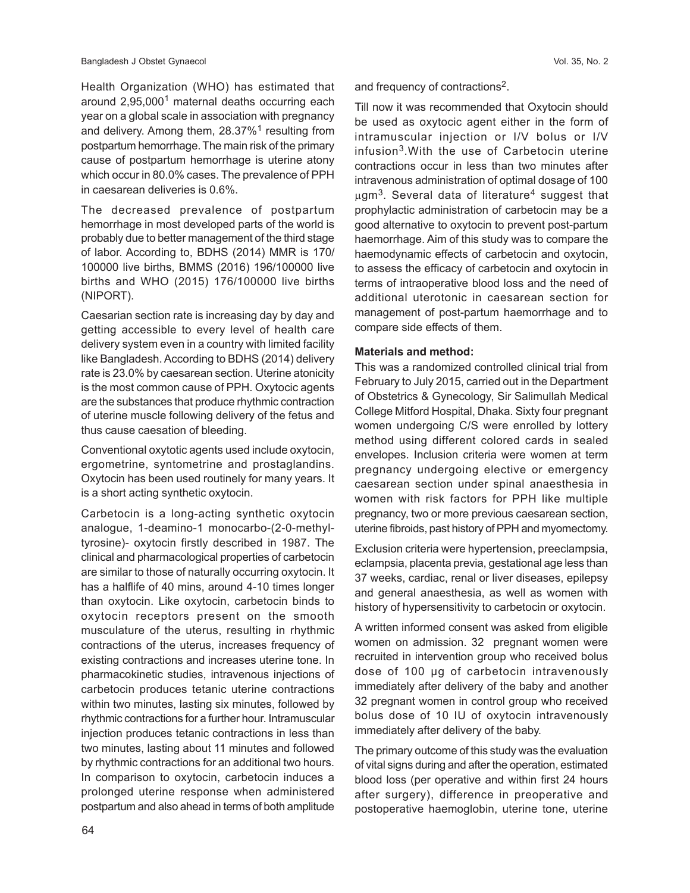Health Organization (WHO) has estimated that around 2,95,000[1] maternal deaths occurring each year on a global scale in association with pregnancy and delivery. Among them, 28.37%[1] resulting from postpartum hemorrhage. The main risk of the primary cause of postpartum hemorrhage is uterine atony which occur in 80.0% cases. The prevalence of PPH in caesarean deliveries is 0.6%.

The decreased prevalence of postpartum hemorrhage in most developed parts of the world is probably due to better management of the third stage of labor. According to, BDHS (2014) MMR is 170/100000 live births, BMMS (2016) 196/100000 live births and WHO (2015) 176/100000 live births (NIPORT).

Caesarian section rate is increasing day by day and getting accessible to every level of health care delivery system even in a country with limited facility like Bangladesh. According to BDHS (2014) delivery rate is 23.0% by caesarean section. Uterine atonicity is the most common cause of PPH. Oxytocic agents are the substances that produce rhythmic contraction of uterine muscle following delivery of the fetus and thus cause caesation of bleeding.

Conventional oxytotic agents used include oxytocin, ergometrine, syntometrine and prostaglandins. Oxytocin has been used routinely for many years. It is a short acting synthetic oxytocin.

Carbetocin is a long-acting synthetic oxytocin analogue, 1-deamino-1 monocarbo-(2-0-methyl-tyrosine)- oxytocin firstly described in 1987. The clinical and pharmacological properties of carbetocin are similar to those of naturally occurring oxytocin. It has a halflife of 40 mins, around 4-10 times longer than oxytocin. Like oxytocin, carbetocin binds to oxytocin receptors present on the smooth musculature of the uterus, resulting in rhythmic contractions of the uterus, increases frequency of existing contractions and increases uterine tone. In pharmacokinetic studies, intravenous injections of carbetocin produces tetanic uterine contractions within two minutes, lasting six minutes, followed by rhythmic contractions for a further hour. Intramuscular injection produces tetanic contractions in less than two minutes, lasting about 11 minutes and followed by rhythmic contractions for an additional two hours. In comparison to oxytocin, carbetocin induces a prolonged uterine response when administered postpartum and also ahead in terms of both amplitude and frequency of contractions[2].

Till now it was recommended that Oxytocin should be used as oxytocic agent either in the form of intramuscular injection or I/V bolus or I/V infusion[3].With the use of Carbetocin uterine contractions occur in less than two minutes after intravenous administration of optimal dosage of 100 μgm[3]. Several data of literature[4] suggest that prophylactic administration of carbetocin may be a good alternative to oxytocin to prevent post-partum haemorrhage. Aim of this study was to compare the haemodynamic effects of carbetocin and oxytocin, to assess the efficacy of carbetocin and oxytocin in terms of intraoperative blood loss and the need of additional uterotonic in caesarean section for management of post-partum haemorrhage and to compare side effects of them.

**Materials and method:**

This was a randomized controlled clinical trial from February to July 2015, carried out in the Department of Obstetrics & Gynecology, Sir Salimullah Medical College Mitford Hospital, Dhaka. Sixty four pregnant women undergoing C/S were enrolled by lottery method using different colored cards in sealed envelopes. Inclusion criteria were women at term pregnancy undergoing elective or emergency caesarean section under spinal anaesthesia in women with risk factors for PPH like multiple pregnancy, two or more previous caesarean section, uterine fibroids, past history of PPH and myomectomy.

Exclusion criteria were hypertension, preeclampsia, eclampsia, placenta previa, gestational age less than 37 weeks, cardiac, renal or liver diseases, epilepsy and general anaesthesia, as well as women with history of hypersensitivity to carbetocin or oxytocin.

A written informed consent was asked from eligible women on admission. 32 pregnant women were recruited in intervention group who received bolus dose of 100 µg of carbetocin intravenously immediately after delivery of the baby and another 32 pregnant women in control group who received bolus dose of 10 IU of oxytocin intravenously immediately after delivery of the baby.

The primary outcome of this study was the evaluation of vital signs during and after the operation, estimated blood loss (per operative and within first 24 hours after surgery), difference in preoperative and postoperative haemoglobin, uterine tone, uterine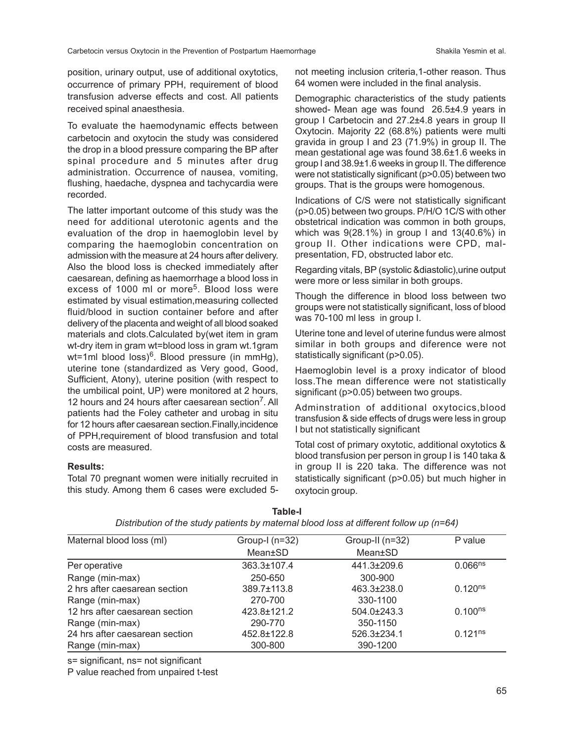position, urinary output, use of additional oxytotics, occurrence of primary PPH, requirement of blood transfusion adverse effects and cost. All patients received spinal anaesthesia.

To evaluate the haemodynamic effects between carbetocin and oxytocin the study was considered the drop in a blood pressure comparing the BP after spinal procedure and 5 minutes after drug administration. Occurrence of nausea, vomiting, flushing, haedache, dyspnea and tachycardia were recorded.

The latter important outcome of this study was the need for additional uterotonic agents and the evaluation of the drop in haemoglobin level by comparing the haemoglobin concentration on admission with the measure at 24 hours after delivery. Also the blood loss is checked immediately after caesarean, defining as haemorrhage a blood loss in excess of 1000 ml or more[5]. Blood loss were estimated by visual estimation,measuring collected fluid/blood in suction container before and after delivery of the placenta and weight of all blood soaked materials and clots.Calculated by(wet item in gram wt-dry item in gram wt=blood loss in gram wt.1gram wt=1ml blood loss)[6]. Blood pressure (in mmHg), uterine tone (standardized as Very good, Good, Sufficient, Atony), uterine position (with respect to the umbilical point, UP) were monitored at 2 hours, 12 hours and 24 hours after caesarean section[7]. All patients had the Foley catheter and urobag in situ for 12 hours after caesarean section.Finally,incidence of PPH,requirement of blood transfusion and total costs are measured.

**Results:**

Total 70 pregnant women were initially recruited in this study. Among them 6 cases were excluded 5-not meeting inclusion criteria,1-other reason. Thus 64 women were included in the final analysis.

Demographic characteristics of the study patients showed- Mean age was found 26.5±4.9 years in group I Carbetocin and 27.2±4.8 years in group II Oxytocin. Majority 22 (68.8%) patients were multi gravida in group I and 23 (71.9%) in group II. The mean gestational age was found 38.6±1.6 weeks in group I and 38.9±1.6 weeks in group II. The difference were not statistically significant (p>0.05) between two groups. That is the groups were homogenous.

Indications of C/S were not statistically significant (p>0.05) between two groups. P/H/O 1C/S with other obstetrical indication was common in both groups, which was 9(28.1%) in group I and 13(40.6%) in group II. Other indications were CPD, mal-presentation, FD, obstructed labor etc.

Regarding vitals, BP (systolic &diastolic),urine output were more or less similar in both groups.

Though the difference in blood loss between two groups were not statistically significant, loss of blood was 70-100 ml less in group I.

Uterine tone and level of uterine fundus were almost similar in both groups and diference were not statistically significant (p>0.05).

Haemoglobin level is a proxy indicator of blood loss.The mean difference were not statistically significant (p>0.05) between two groups.

Adminstration of additional oxytocics,blood transfusion & side effects of drugs were less in group I but not statistically significant

Total cost of primary oxytotic, additional oxytotics & blood transfusion per person in group I is 140 taka & in group II is 220 taka. The difference was not statistically significant (p>0.05) but much higher in oxytocin group.

**Table-I**

*Distribution of the study patients by maternal blood loss at different follow up (n=64)*

| Maternal blood loss (ml) | Group-I (n=32) Mean±SD | Group-II (n=32) Mean±SD | P value |
|---|---|---|---|
| Per operative | 363.3±107.4 | 441.3±209.6 | 0.066[ns] |
| Range (min-max) | 250-650 | 300-900 | |
| 2 hrs after caesarean section | 389.7±113.8 | 463.3±238.0 | 0.120[ns] |
| Range (min-max) | 270-700 | 330-1100 | |
| 12 hrs after caesarean section | 423.8±121.2 | 504.0±243.3 | 0.100[ns] |
| Range (min-max) | 290-770 | 350-1150 | |
| 24 hrs after caesarean section | 452.8±122.8 | 526.3±234.1 | 0.121[ns] |
| Range (min-max) | 300-800 | 390-1200 | |

s= significant, ns= not significant

P value reached from unpaired t-test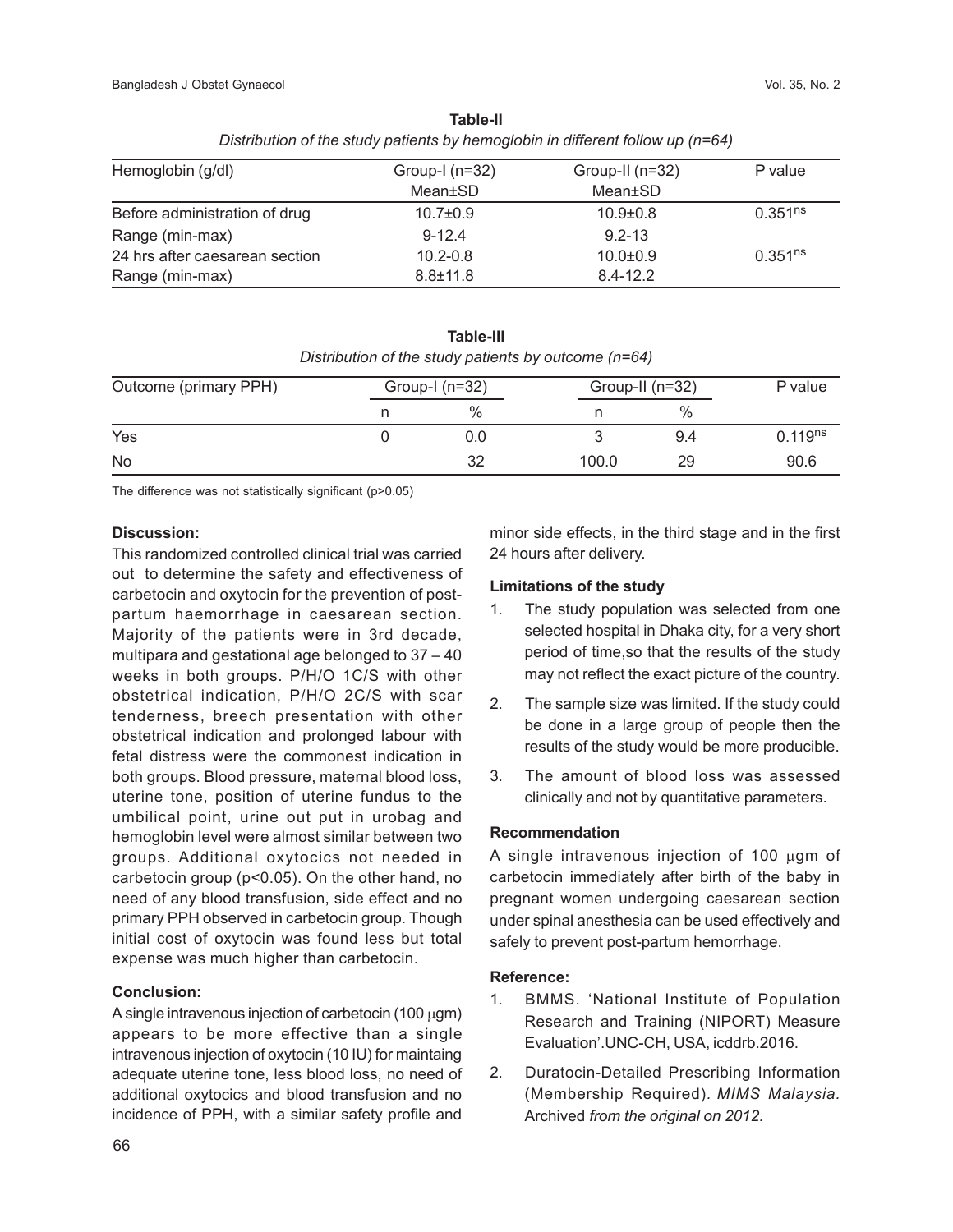**Table-II**

*Distribution of the study patients by hemoglobin in different follow up (n=64)*

| Hemoglobin (g/dl) | Group-I (n=32) Mean±SD | Group-II (n=32) Mean±SD | P value |
|---|---|---|---|
| Before administration of drug | 10.7±0.9 | 10.9±0.8 | 0.351[ns] |
| Range (min-max) | 9-12.4 | 9.2-13 | |
| 24 hrs after caesarean section | 10.2-0.8 | 10.0±0.9 | 0.351[ns] |
| Range (min-max) | 8.8±11.8 | 8.4-12.2 | |

**Table-III**

*Distribution of the study patients by outcome (n=64)*

| Outcome (primary PPH) | Group-I (n=32) | | Group-II (n=32) | | P value |
|---|---|---|---|---|---|
| | n | % | n | % | |
| Yes | 0 | 0.0 | 3 | 9.4 | 0.119[ns] |
| No | | 32 | 100.0 | 29 | 90.6 |

The difference was not statistically significant (p>0.05)

**Discussion:**

This randomized controlled clinical trial was carried out to determine the safety and effectiveness of carbetocin and oxytocin for the prevention of post-partum haemorrhage in caesarean section. Majority of the patients were in 3rd decade, multipara and gestational age belonged to 37 – 40 weeks in both groups. P/H/O 1C/S with other obstetrical indication, P/H/O 2C/S with scar tenderness, breech presentation with other obstetrical indication and prolonged labour with fetal distress were the commonest indication in both groups. Blood pressure, maternal blood loss, uterine tone, position of uterine fundus to the umbilical point, urine out put in urobag and hemoglobin level were almost similar between two groups. Additional oxytocics not needed in carbetocin group (p<0.05). On the other hand, no need of any blood transfusion, side effect and no primary PPH observed in carbetocin group. Though initial cost of oxytocin was found less but total expense was much higher than carbetocin.

**Conclusion:**

A single intravenous injection of carbetocin (100 μgm) appears to be more effective than a single intravenous injection of oxytocin (10 IU) for maintaing adequate uterine tone, less blood loss, no need of additional oxytocics and blood transfusion and no incidence of PPH, with a similar safety profile and minor side effects, in the third stage and in the first 24 hours after delivery.

**Limitations of the study**

1. The study population was selected from one selected hospital in Dhaka city, for a very short period of time,so that the results of the study may not reflect the exact picture of the country.
2. The sample size was limited. If the study could be done in a large group of people then the results of the study would be more producible.
3. The amount of blood loss was assessed clinically and not by quantitative parameters.

**Recommendation**

A single intravenous injection of 100 μgm of carbetocin immediately after birth of the baby in pregnant women undergoing caesarean section under spinal anesthesia can be used effectively and safely to prevent post-partum hemorrhage.

**Reference:**

1. BMMS. 'National Institute of Population Research and Training (NIPORT) Measure Evaluation'.UNC-CH, USA, icddrb.2016.
2. Duratocin-Detailed Prescribing Information (Membership Required). *MIMS Malaysia.* Archived *from the original on 2012.*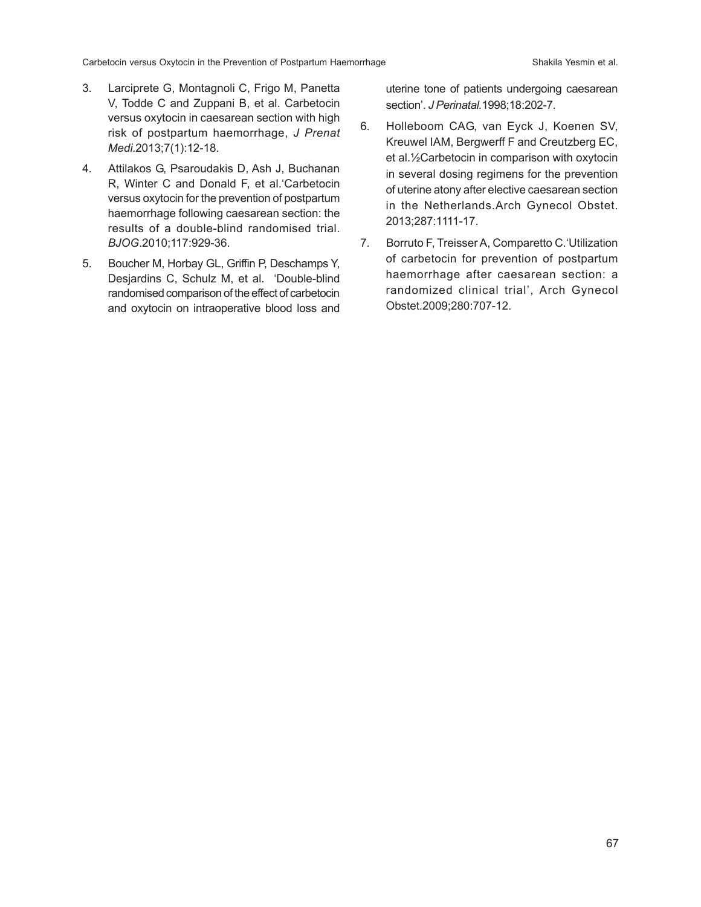3. Larciprete G, Montagnoli C, Frigo M, Panetta V, Todde C and Zuppani B, et al. Carbetocin versus oxytocin in caesarean section with high risk of postpartum haemorrhage, *J Prenat Medi.*2013;7(1):12-18.

4. Attilakos G, Psaroudakis D, Ash J, Buchanan R, Winter C and Donald F, et al.'Carbetocin versus oxytocin for the prevention of postpartum haemorrhage following caesarean section: the results of a double-blind randomised trial. *BJOG*.2010;117:929-36.

5. Boucher M, Horbay GL, Griffin P, Deschamps Y, Desjardins C, Schulz M, et al. 'Double-blind randomised comparison of the effect of carbetocin and oxytocin on intraoperative blood loss and uterine tone of patients undergoing caesarean section'. *J Perinatal.*1998;18:202-7.

6. Holleboom CAG, van Eyck J, Koenen SV, Kreuwel IAM, Bergwerff F and Creutzberg EC, et al.½Carbetocin in comparison with oxytocin in several dosing regimens for the prevention of uterine atony after elective caesarean section in the Netherlands.Arch Gynecol Obstet. 2013;287:1111-17.

7. Borruto F, Treisser A, Comparetto C.'Utilization of carbetocin for prevention of postpartum haemorrhage after caesarean section: a randomized clinical trial', Arch Gynecol Obstet.2009;280:707-12.